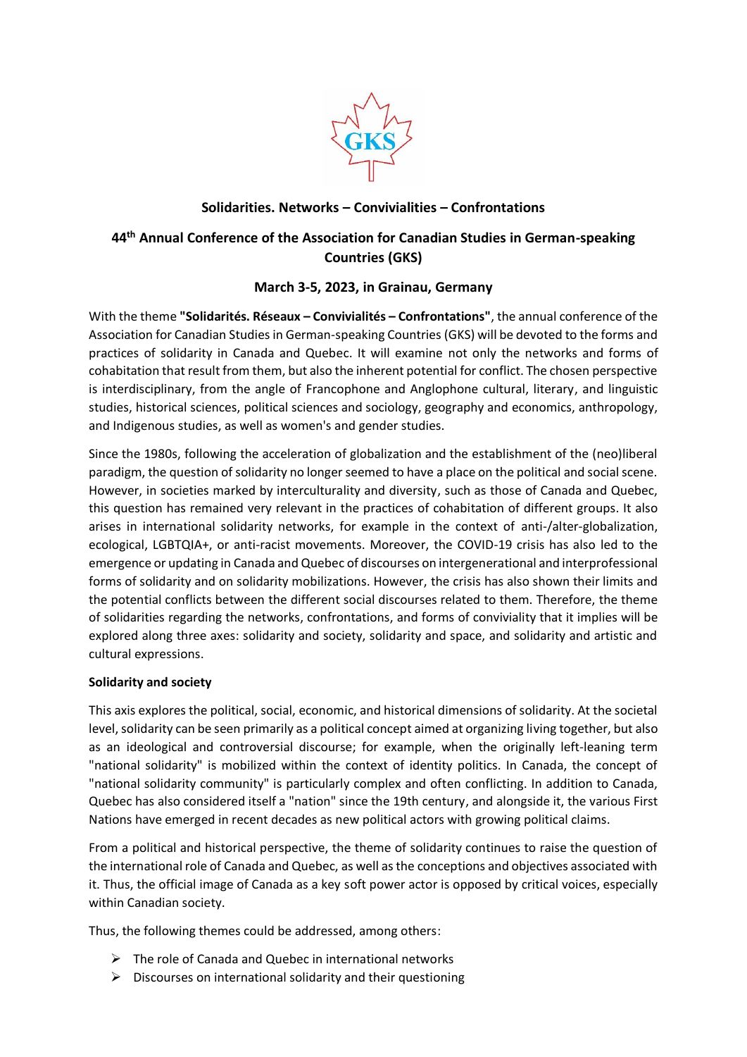## Solidarities. Networks – Convivialities – Confrontations

## 44th Annual Conference of the Association for Canadian Studies in German-speaking Countries (GKS)

### March 3-5, 2023, in Grainau, Germany

With the theme **"Solidarités. Réseaux – Convivialités – Confrontations"**, the annual conference of the Association for Canadian Studies in German-speaking Countries (GKS) will be devoted to the forms and practices of solidarity in Canada and Quebec. It will examine not only the networks and forms of cohabitation that result from them, but also the inherent potential for conflict. The chosen perspective is interdisciplinary, from the angle of Francophone and Anglophone cultural, literary, and linguistic studies, historical sciences, political sciences and sociology, geography and economics, anthropology, and Indigenous studies, as well as women's and gender studies.

Since the 1980s, following the acceleration of globalization and the establishment of the (neo)liberal paradigm, the question of solidarity no longer seemed to have a place on the political and social scene. However, in societies marked by interculturality and diversity, such as those of Canada and Quebec, this question has remained very relevant in the practices of cohabitation of different groups. It also arises in international solidarity networks, for example in the context of anti-/alter-globalization, ecological, LGBTQIA+, or anti-racist movements. Moreover, the COVID-19 crisis has also led to the emergence or updating in Canada and Quebec of discourses on intergenerational and interprofessional forms of solidarity and on solidarity mobilizations. However, the crisis has also shown their limits and the potential conflicts between the different social discourses related to them. Therefore, the theme of solidarities regarding the networks, confrontations, and forms of conviviality that it implies will be explored along three axes: solidarity and society, solidarity and space, and solidarity and artistic and cultural expressions.

**Solidarity and society**

This axis explores the political, social, economic, and historical dimensions of solidarity. At the societal level, solidarity can be seen primarily as a political concept aimed at organizing living together, but also as an ideological and controversial discourse; for example, when the originally left-leaning term "national solidarity" is mobilized within the context of identity politics. In Canada, the concept of "national solidarity community" is particularly complex and often conflicting. In addition to Canada, Quebec has also considered itself a "nation" since the 19th century, and alongside it, the various First Nations have emerged in recent decades as new political actors with growing political claims.

From a political and historical perspective, the theme of solidarity continues to raise the question of the international role of Canada and Quebec, as well as the conceptions and objectives associated with it. Thus, the official image of Canada as a key soft power actor is opposed by critical voices, especially within Canadian society.

Thus, the following themes could be addressed, among others:

- The role of Canada and Quebec in international networks
- Discourses on international solidarity and their questioning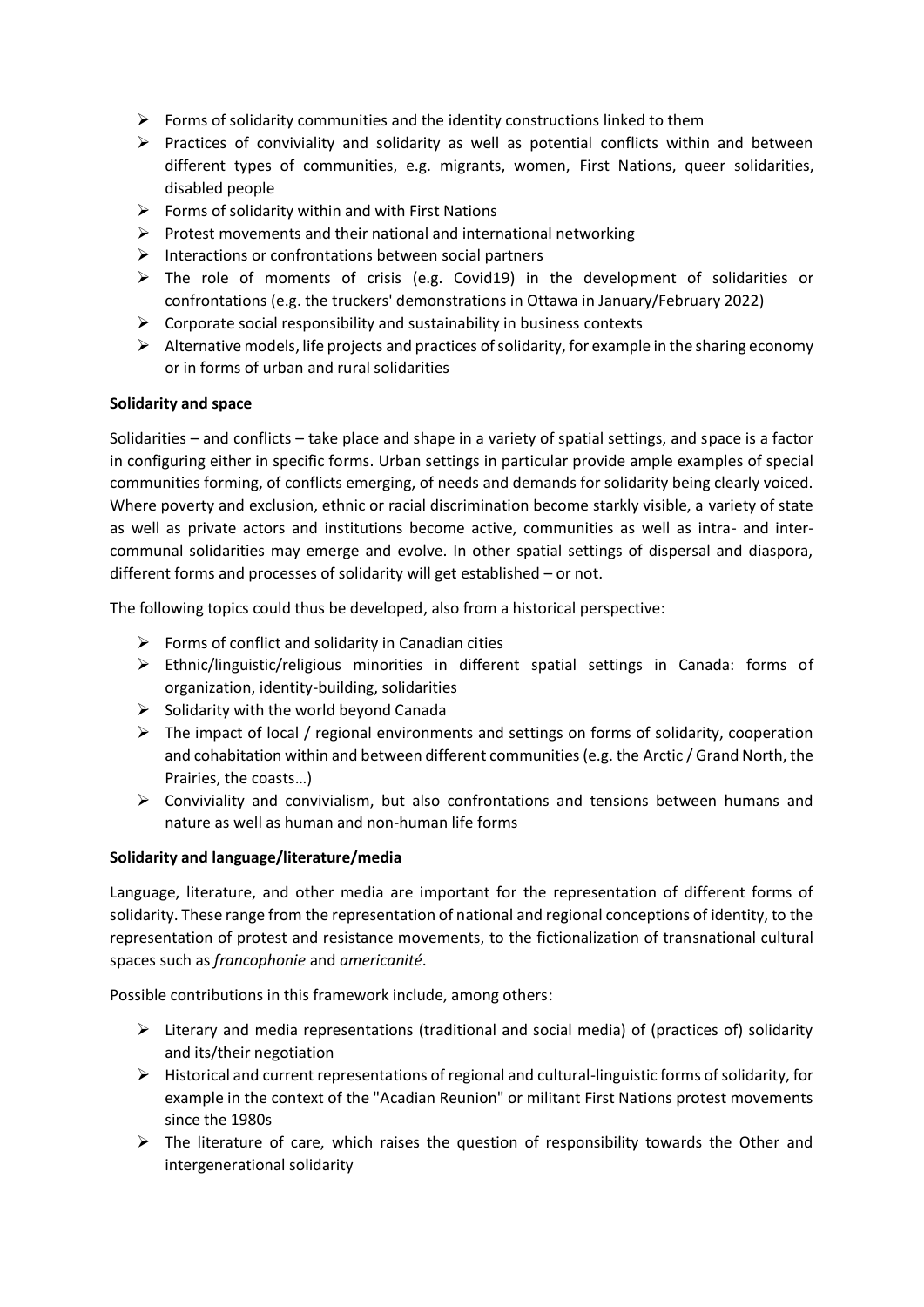- Forms of solidarity communities and the identity constructions linked to them
- Practices of conviviality and solidarity as well as potential conflicts within and between different types of communities, e.g. migrants, women, First Nations, queer solidarities, disabled people
- Forms of solidarity within and with First Nations
- Protest movements and their national and international networking
- Interactions or confrontations between social partners
- The role of moments of crisis (e.g. Covid19) in the development of solidarities or confrontations (e.g. the truckers' demonstrations in Ottawa in January/February 2022)
- Corporate social responsibility and sustainability in business contexts
- Alternative models, life projects and practices of solidarity, for example in the sharing economy or in forms of urban and rural solidarities

**Solidarity and space**

Solidarities – and conflicts – take place and shape in a variety of spatial settings, and space is a factor in configuring either in specific forms. Urban settings in particular provide ample examples of special communities forming, of conflicts emerging, of needs and demands for solidarity being clearly voiced. Where poverty and exclusion, ethnic or racial discrimination become starkly visible, a variety of state as well as private actors and institutions become active, communities as well as intra- and inter-communal solidarities may emerge and evolve. In other spatial settings of dispersal and diaspora, different forms and processes of solidarity will get established – or not.

The following topics could thus be developed, also from a historical perspective:

- Forms of conflict and solidarity in Canadian cities
- Ethnic/linguistic/religious minorities in different spatial settings in Canada: forms of organization, identity-building, solidarities
- Solidarity with the world beyond Canada
- The impact of local / regional environments and settings on forms of solidarity, cooperation and cohabitation within and between different communities (e.g. the Arctic / Grand North, the Prairies, the coasts…)
- Conviviality and convivialism, but also confrontations and tensions between humans and nature as well as human and non-human life forms

**Solidarity and language/literature/media**

Language, literature, and other media are important for the representation of different forms of solidarity. These range from the representation of national and regional conceptions of identity, to the representation of protest and resistance movements, to the fictionalization of transnational cultural spaces such as *francophonie* and *americanité*.

Possible contributions in this framework include, among others:

- Literary and media representations (traditional and social media) of (practices of) solidarity and its/their negotiation
- Historical and current representations of regional and cultural-linguistic forms of solidarity, for example in the context of the "Acadian Reunion" or militant First Nations protest movements since the 1980s
- The literature of care, which raises the question of responsibility towards the Other and intergenerational solidarity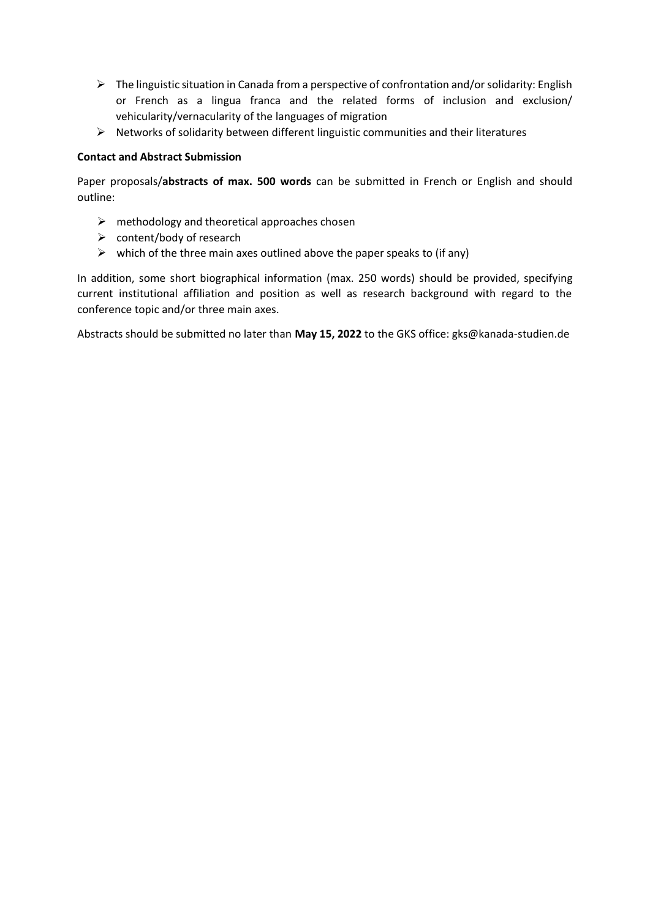- The linguistic situation in Canada from a perspective of confrontation and/or solidarity: English or French as a lingua franca and the related forms of inclusion and exclusion/ vehicularity/vernacularity of the languages of migration
- Networks of solidarity between different linguistic communities and their literatures

**Contact and Abstract Submission**

Paper proposals/**abstracts of max. 500 words** can be submitted in French or English and should outline:

- methodology and theoretical approaches chosen
- content/body of research
- which of the three main axes outlined above the paper speaks to (if any)

In addition, some short biographical information (max. 250 words) should be provided, specifying current institutional affiliation and position as well as research background with regard to the conference topic and/or three main axes.

Abstracts should be submitted no later than **May 15, 2022** to the GKS office: gks@kanada-studien.de